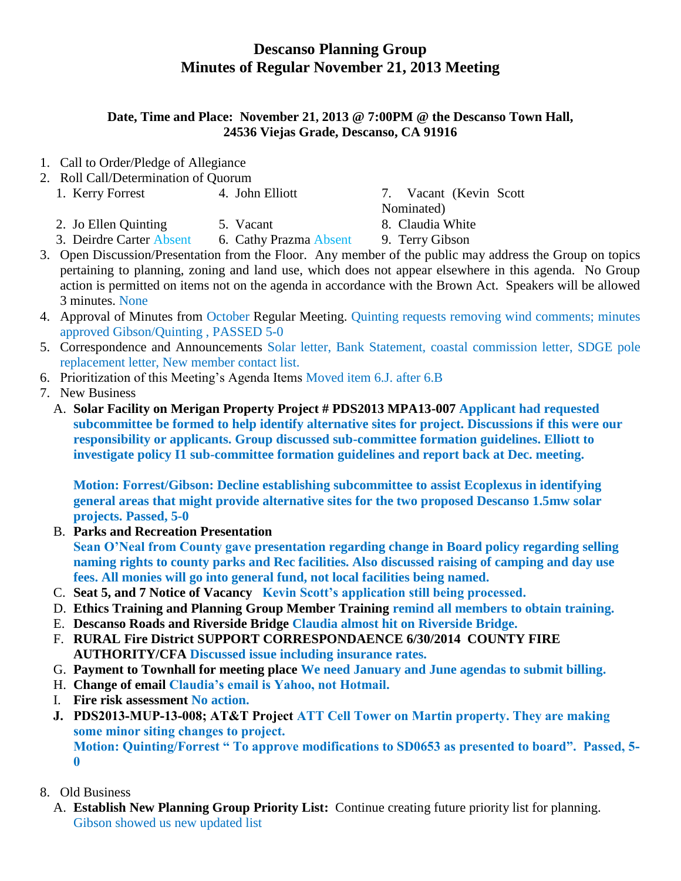# Descanso Planning Group
# Minutes of Regular November 21, 2013 Meeting

**Date, Time and Place: November 21, 2013 @ 7:00PM @ the Descanso Town Hall, 24536 Viejas Grade, Descanso, CA 91916**

1. Call to Order/Pledge of Allegiance
2. Roll Call/Determination of Quorum
   1. Kerry Forrest
   2. Jo Ellen Quinting
   3. Deirdre Carter Absent
   4. John Elliott
   5. Vacant
   6. Cathy Prazma Absent
   7. Vacant (Kevin Scott Nominated)
   8. Claudia White
   9. Terry Gibson
3. Open Discussion/Presentation from the Floor. Any member of the public may address the Group on topics pertaining to planning, zoning and land use, which does not appear elsewhere in this agenda. No Group action is permitted on items not on the agenda in accordance with the Brown Act. Speakers will be allowed 3 minutes. None
4. Approval of Minutes from October Regular Meeting. Quinting requests removing wind comments; minutes approved Gibson/Quinting , PASSED 5-0
5. Correspondence and Announcements Solar letter, Bank Statement, coastal commission letter, SDGE pole replacement letter, New member contact list.
6. Prioritization of this Meeting's Agenda Items Moved item 6.J. after 6.B
7. New Business
   A. **Solar Facility on Merigan Property Project # PDS2013 MPA13-007 Applicant had requested subcommittee be formed to help identify alternative sites for project. Discussions if this were our responsibility or applicants. Group discussed sub-committee formation guidelines. Elliott to investigate policy I1 sub-committee formation guidelines and report back at Dec. meeting.**

      **Motion: Forrest/Gibson: Decline establishing subcommittee to assist Ecoplexus in identifying general areas that might provide alternative sites for the two proposed Descanso 1.5mw solar projects. Passed, 5-0**

   B. **Parks and Recreation Presentation**
      **Sean O'Neal from County gave presentation regarding change in Board policy regarding selling naming rights to county parks and Rec facilities. Also discussed raising of camping and day use fees. All monies will go into general fund, not local facilities being named.**
   C. **Seat 5, and 7 Notice of Vacancy Kevin Scott's application still being processed.**
   D. **Ethics Training and Planning Group Member Training remind all members to obtain training.**
   E. **Descanso Roads and Riverside Bridge Claudia almost hit on Riverside Bridge.**
   F. **RURAL Fire District SUPPORT CORRESPONDAENCE 6/30/2014 COUNTY FIRE AUTHORITY/CFA Discussed issue including insurance rates.**
   G. **Payment to Townhall for meeting place We need January and June agendas to submit billing.**
   H. **Change of email Claudia's email is Yahoo, not Hotmail.**
   I. **Fire risk assessment No action.**
   J. **PDS2013-MUP-13-008; AT&T Project ATT Cell Tower on Martin property. They are making some minor siting changes to project.**
      **Motion: Quinting/Forrest " To approve modifications to SD0653 as presented to board". Passed, 5-0**

8. Old Business
   A. **Establish New Planning Group Priority List:** Continue creating future priority list for planning. Gibson showed us new updated list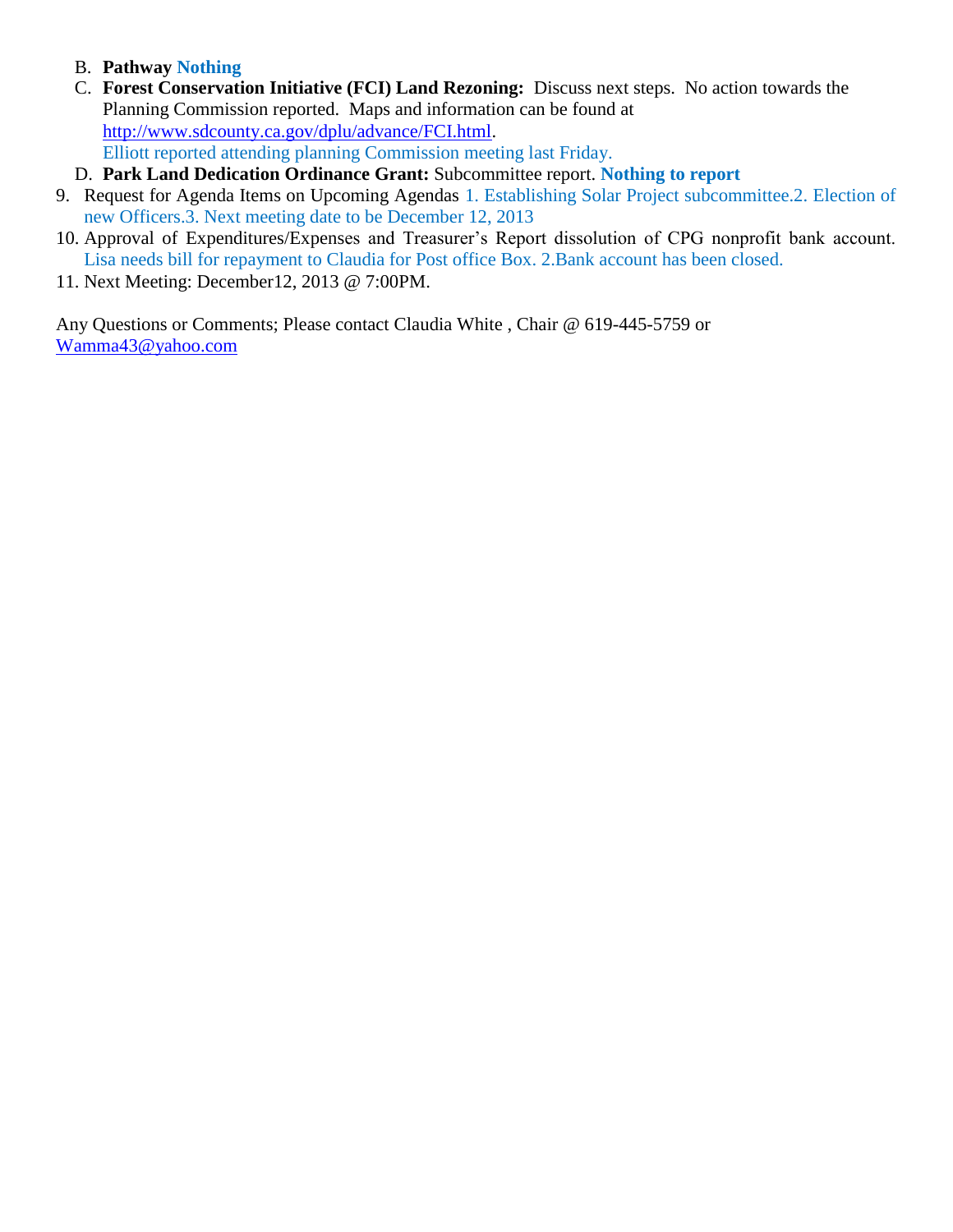B. **Pathway** **Nothing**
C. **Forest Conservation Initiative (FCI) Land Rezoning:** Discuss next steps. No action towards the Planning Commission reported. Maps and information can be found at http://www.sdcounty.ca.gov/dplu/advance/FCI.html.
   Elliott reported attending planning Commission meeting last Friday.
D. **Park Land Dedication Ordinance Grant:** Subcommittee report. **Nothing to report**

9. Request for Agenda Items on Upcoming Agendas 1. Establishing Solar Project subcommittee.2. Election of new Officers.3. Next meeting date to be December 12, 2013
10. Approval of Expenditures/Expenses and Treasurer's Report dissolution of CPG nonprofit bank account. Lisa needs bill for repayment to Claudia for Post office Box. 2.Bank account has been closed.
11. Next Meeting: December12, 2013 @ 7:00PM.

Any Questions or Comments; Please contact Claudia White , Chair @ 619-445-5759 or Wamma43@yahoo.com